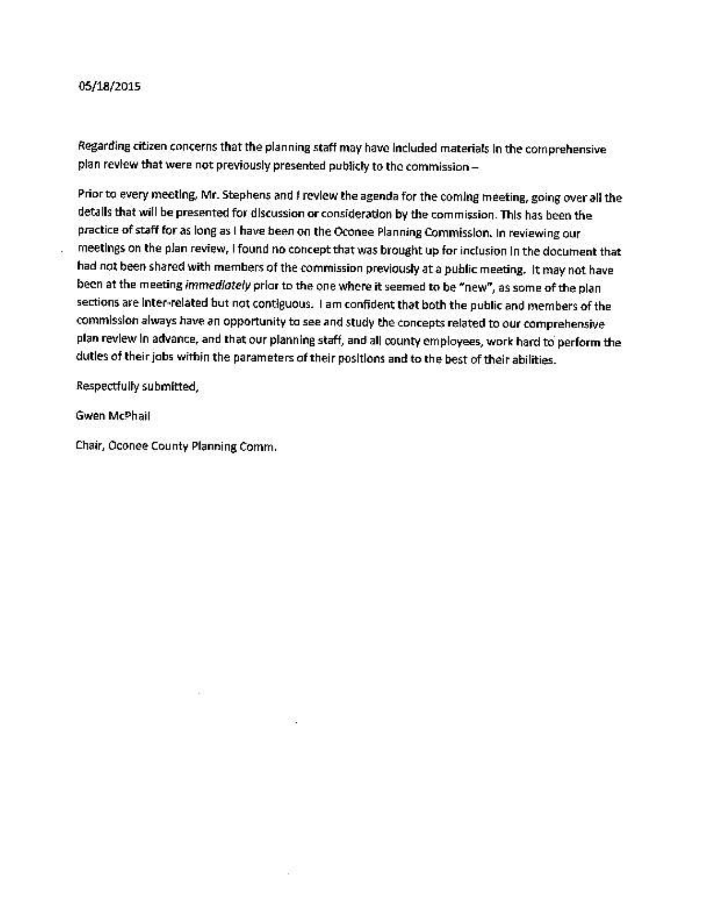05/18/2015

Regarding citizen concerns that the planning staff may have included materials in the comprehensive plan review that were not previously presented publicly to the commission –

Prior to every meeting, Mr. Stephens and I review the agenda for the coming meeting, going over all the details that will be presented for discussion or consideration by the commission. This has been the practice of staff for as long as I have been on the Oconee Planning Commission. In reviewing our meetings on the plan review, I found no concept that was brought up for inclusion in the document that had not been shared with members of the commission previously at a public meeting. It may not have been at the meeting *immediately* prior to the one where it seemed to be "new", as some of the plan sections are inter-related but not contiguous. I am confident that both the public and members of the commission always have an opportunity to see and study the concepts related to our comprehensive plan review in advance, and that our planning staff, and all county employees, work hard to perform the duties of their jobs within the parameters of their positions and to the best of their abilities.

Respectfully submitted,

Gwen McPhail

Chair, Oconee County Planning Comm.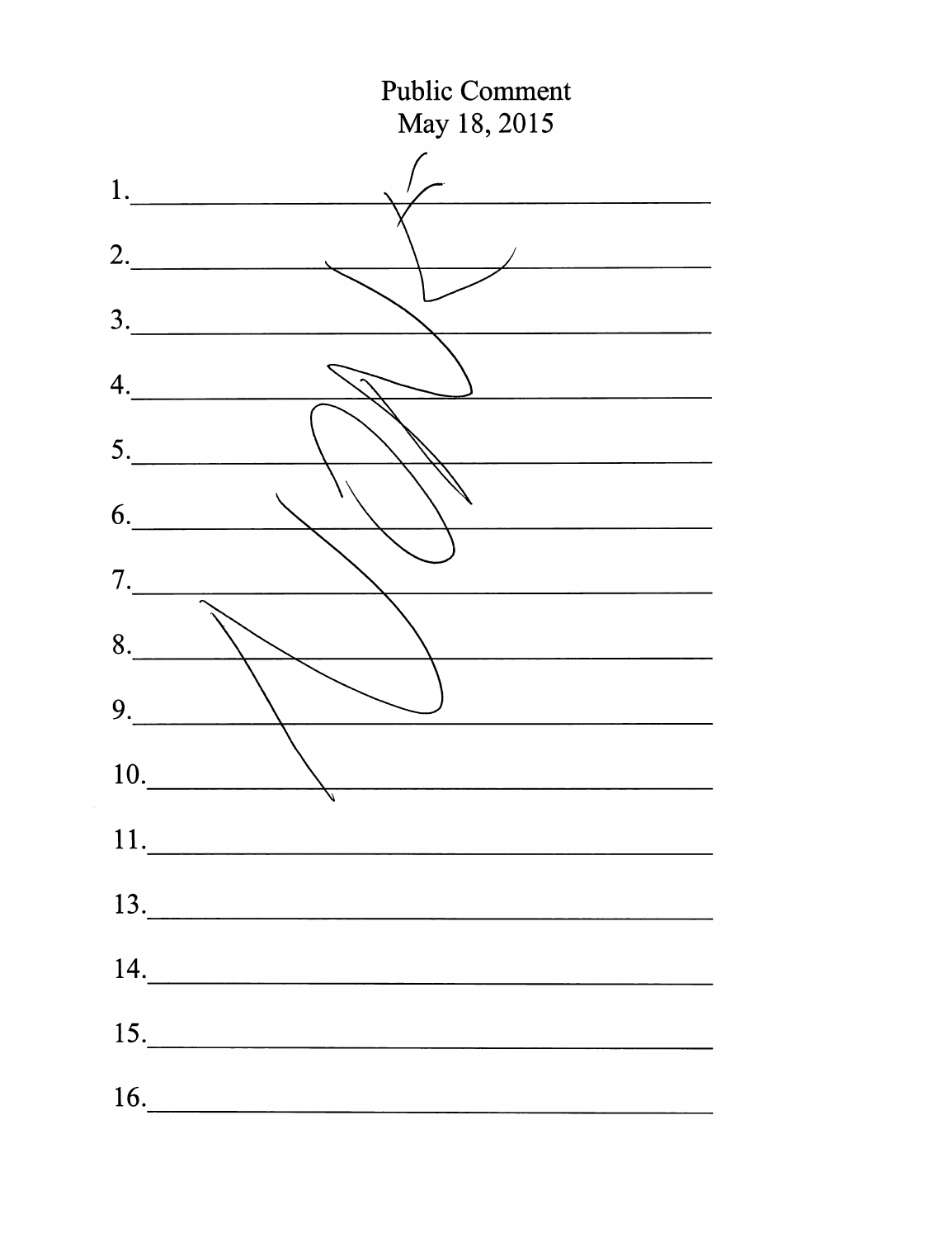# Public Comment
May 18, 2015

1. ____________________
2. ____________________
3. ____________________
4. ____________________
5. ____________________
6. ____________________
7. ____________________
8. ____________________
9. ____________________
10. ____________________
11. ____________________
13. ____________________
14. ____________________
15. ____________________
16. ____________________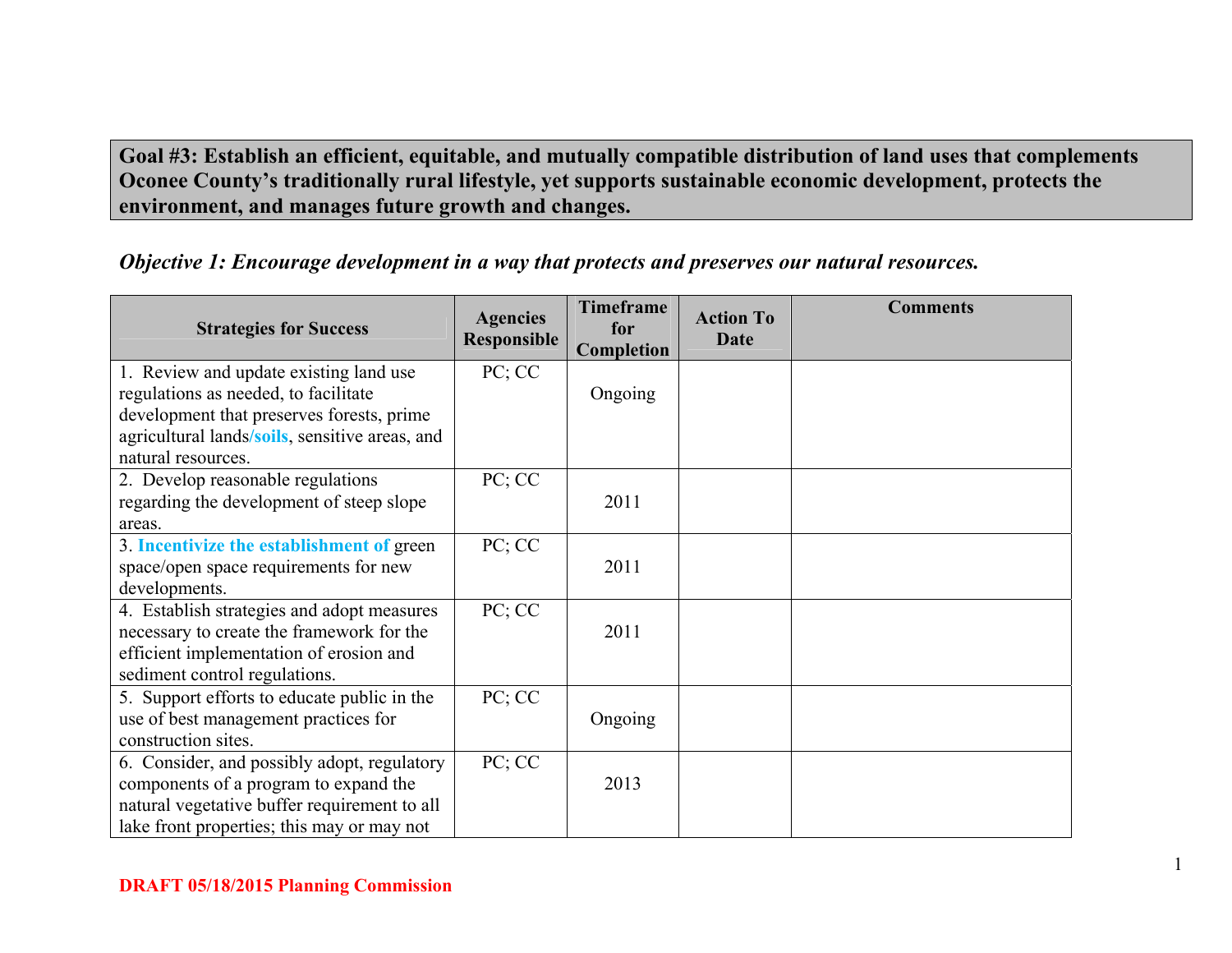**Goal #3: Establish an efficient, equitable, and mutually compatible distribution of land uses that complements Oconee County's traditionally rural lifestyle, yet supports sustainable economic development, protects the environment, and manages future growth and changes.**

***Objective 1: Encourage development in a way that protects and preserves our natural resources.***

| Strategies for Success | Agencies Responsible | Timeframe for Completion | Action To Date | Comments |
|---|---|---|---|---|
| 1. Review and update existing land use regulations as needed, to facilitate development that preserves forests, prime agricultural lands/**soils**, sensitive areas, and natural resources. | PC; CC | Ongoing | | |
| 2. Develop reasonable regulations regarding the development of steep slope areas. | PC; CC | 2011 | | |
| 3. **Incentivize the establishment of** green space/open space requirements for new developments. | PC; CC | 2011 | | |
| 4. Establish strategies and adopt measures necessary to create the framework for the efficient implementation of erosion and sediment control regulations. | PC; CC | 2011 | | |
| 5. Support efforts to educate public in the use of best management practices for construction sites. | PC; CC | Ongoing | | |
| 6. Consider, and possibly adopt, regulatory components of a program to expand the natural vegetative buffer requirement to all lake front properties; this may or may not | PC; CC | 2013 | | |

DRAFT 05/18/2015 Planning Commission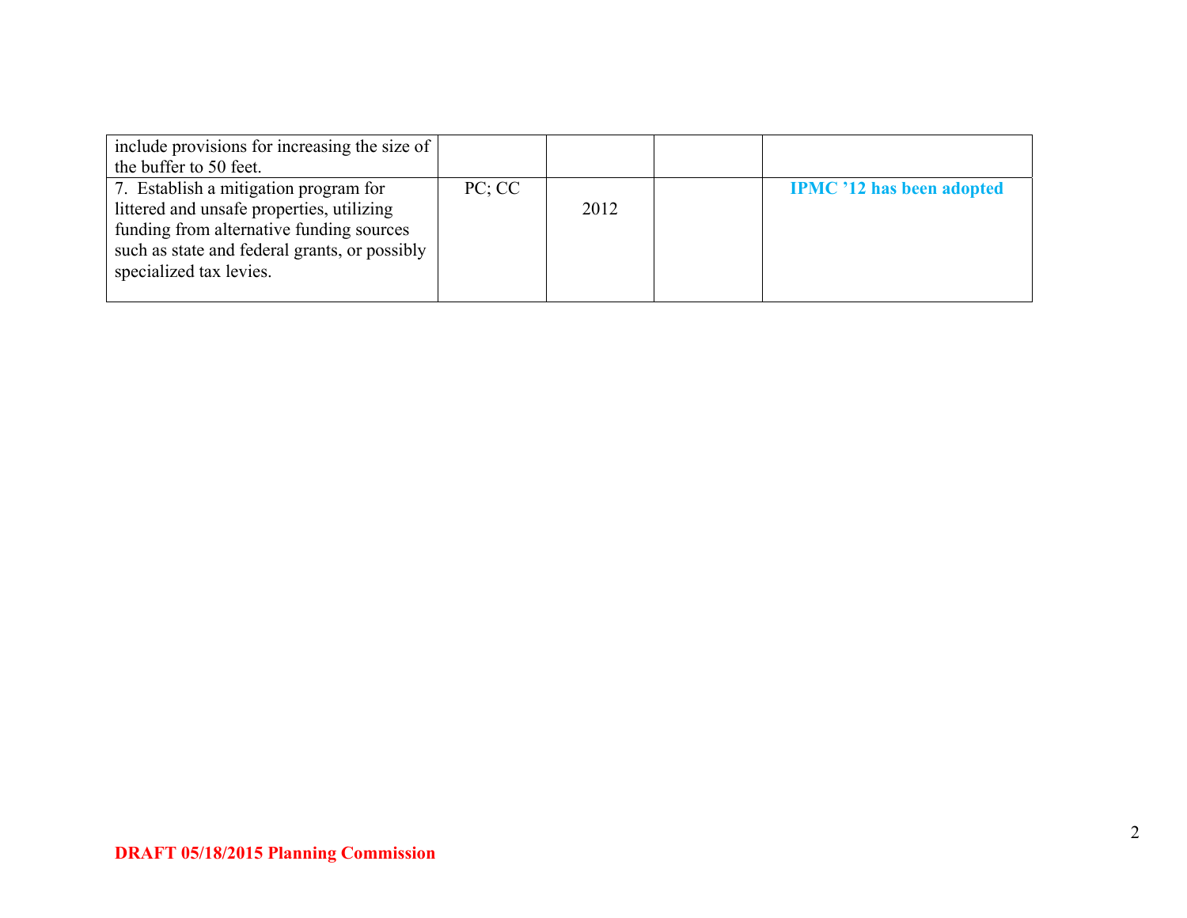| | | | | |
|---|---|---|---|---|
| include provisions for increasing the size of the buffer to 50 feet. | | | | |
| 7. Establish a mitigation program for littered and unsafe properties, utilizing funding from alternative funding sources such as state and federal grants, or possibly specialized tax levies. | PC; CC | 2012 | | **IPMC '12 has been adopted** |

**DRAFT 05/18/2015 Planning Commission**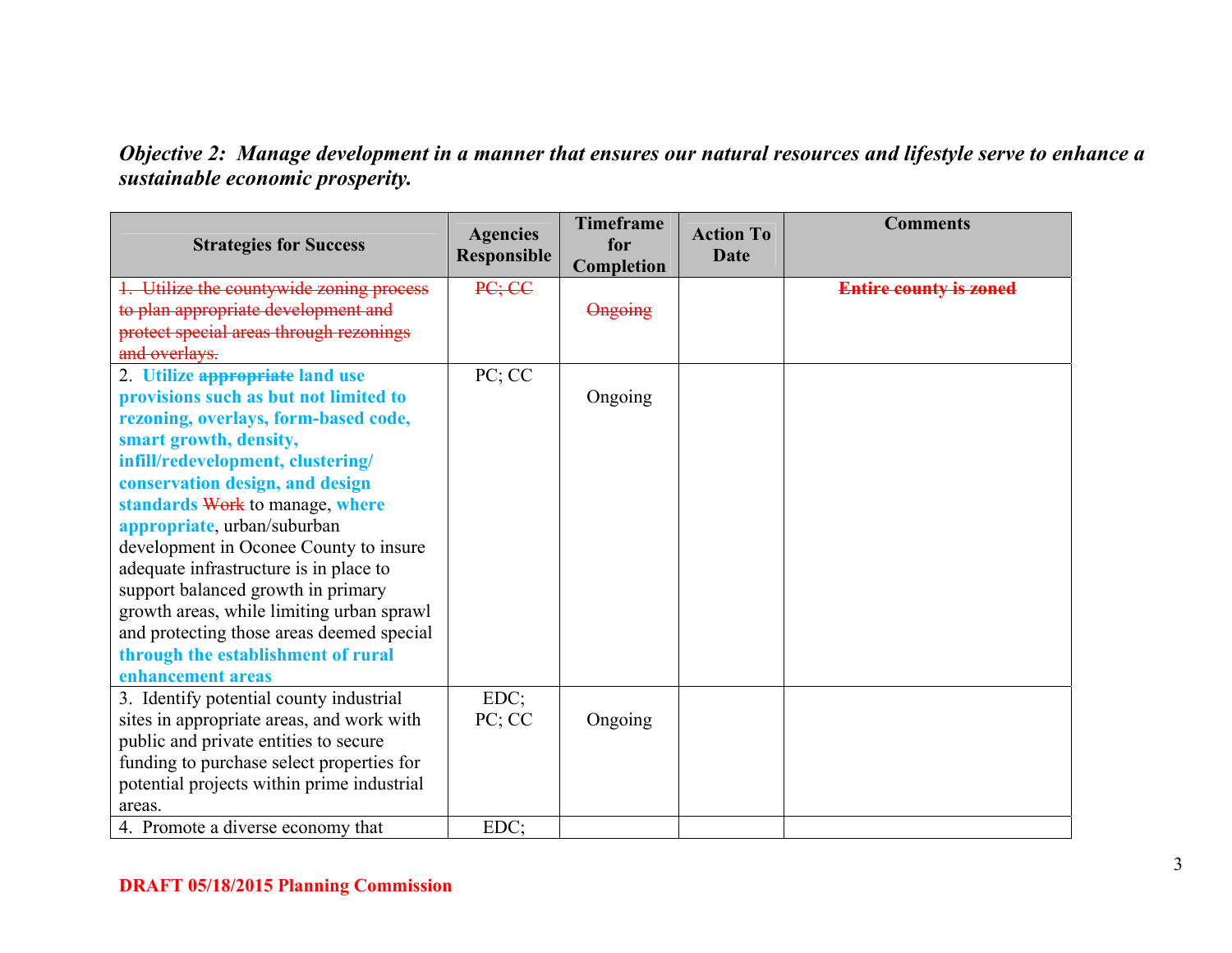*Objective 2: Manage development in a manner that ensures our natural resources and lifestyle serve to enhance a sustainable economic prosperity.*

| Strategies for Success | Agencies Responsible | Timeframe for Completion | Action To Date | Comments |
|---|---|---|---|---|
| ~~1. Utilize the countywide zoning process to plan appropriate development and protect special areas through rezonings and overlays.~~ | ~~PC; CC~~ | ~~Ongoing~~ | | **~~Entire county is zoned~~** |
| 2. **Utilize** ~~**appropriate**~~ **land use provisions such as but not limited to rezoning, overlays, form-based code, smart growth, density, infill/redevelopment, clustering/ conservation design, and design standards** ~~Work~~ to manage, **where appropriate**, urban/suburban development in Oconee County to insure adequate infrastructure is in place to support balanced growth in primary growth areas, while limiting urban sprawl and protecting those areas deemed special **through the establishment of rural enhancement areas** | PC; CC | Ongoing | | |
| 3. Identify potential county industrial sites in appropriate areas, and work with public and private entities to secure funding to purchase select properties for potential projects within prime industrial areas. | EDC; PC; CC | Ongoing | | |
| 4. Promote a diverse economy that | EDC; | | | |

**DRAFT 05/18/2015 Planning Commission**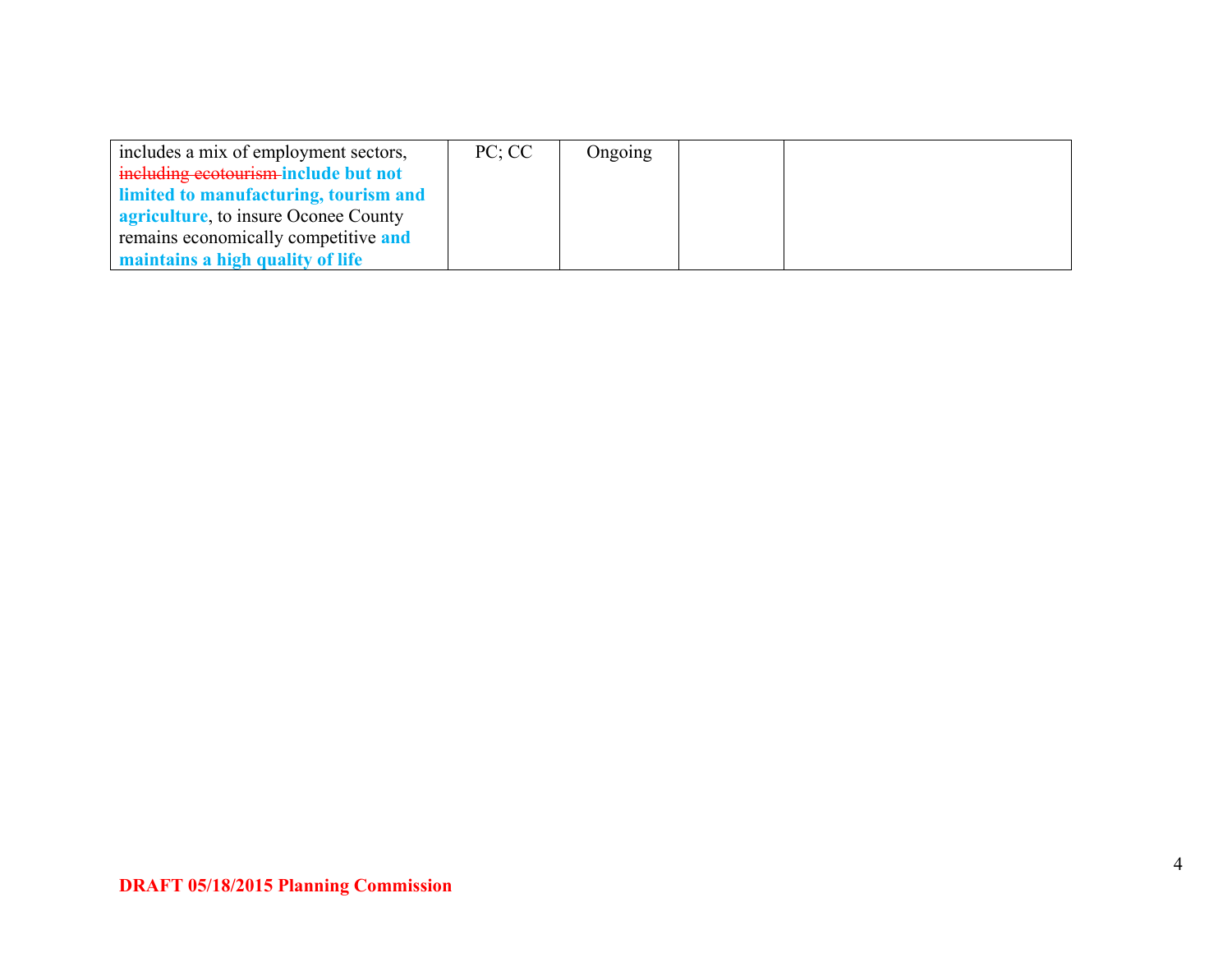| | | | | |
|---|---|---|---|---|
| includes a mix of employment sectors, ~~including ecotourism~~ **include but not limited to manufacturing, tourism and agriculture**, to insure Oconee County remains economically competitive **and maintains a high quality of life** | PC; CC | Ongoing | | |

**DRAFT 05/18/2015 Planning Commission**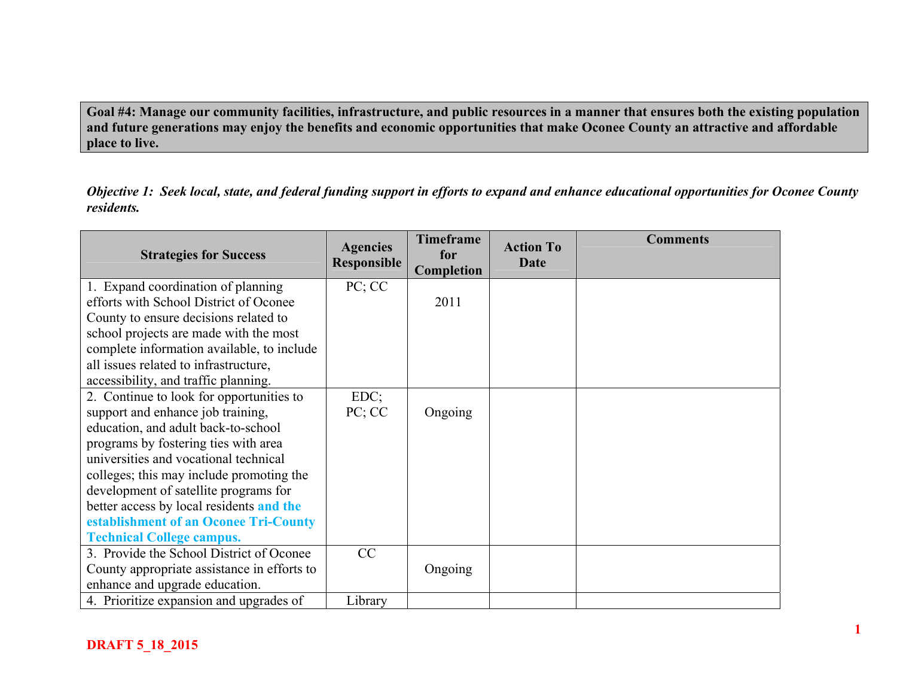**Goal #4: Manage our community facilities, infrastructure, and public resources in a manner that ensures both the existing population and future generations may enjoy the benefits and economic opportunities that make Oconee County an attractive and affordable place to live.**

***Objective 1: Seek local, state, and federal funding support in efforts to expand and enhance educational opportunities for Oconee County residents.***

| Strategies for Success | Agencies Responsible | Timeframe for Completion | Action To Date | Comments |
|---|---|---|---|---|
| 1. Expand coordination of planning efforts with School District of Oconee County to ensure decisions related to school projects are made with the most complete information available, to include all issues related to infrastructure, accessibility, and traffic planning. | PC; CC | 2011 | | |
| 2. Continue to look for opportunities to support and enhance job training, education, and adult back-to-school programs by fostering ties with area universities and vocational technical colleges; this may include promoting the development of satellite programs for better access by local residents **and the establishment of an Oconee Tri-County Technical College campus.** | EDC; PC; CC | Ongoing | | |
| 3. Provide the School District of Oconee County appropriate assistance in efforts to enhance and upgrade education. | CC | Ongoing | | |
| 4. Prioritize expansion and upgrades of | Library | | | |

DRAFT 5_18_2015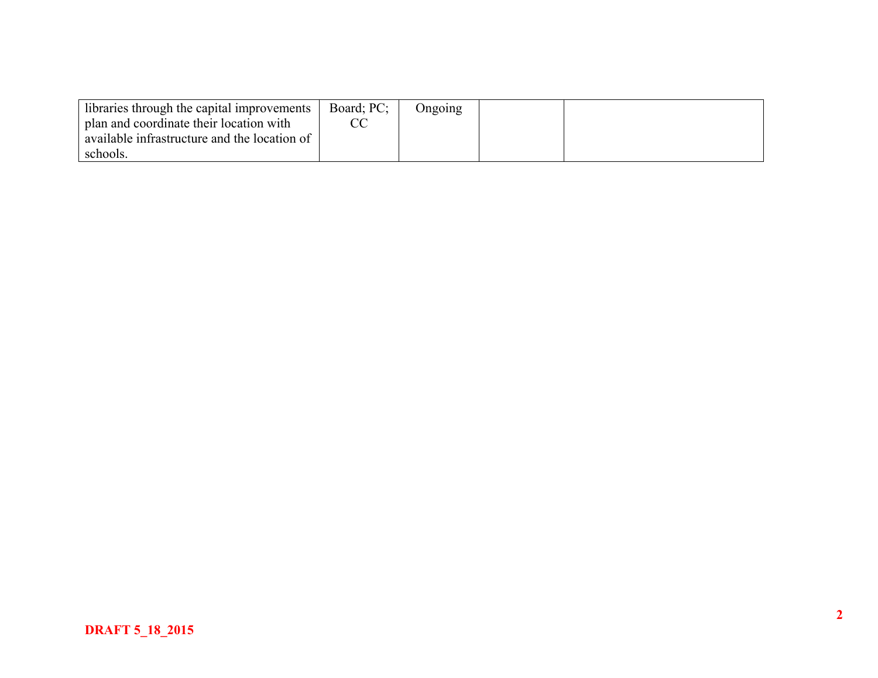| | | | | |
|---|---|---|---|---|
| libraries through the capital improvements plan and coordinate their location with available infrastructure and the location of schools. | Board; PC; CC | Ongoing | | |

**DRAFT 5_18_2015**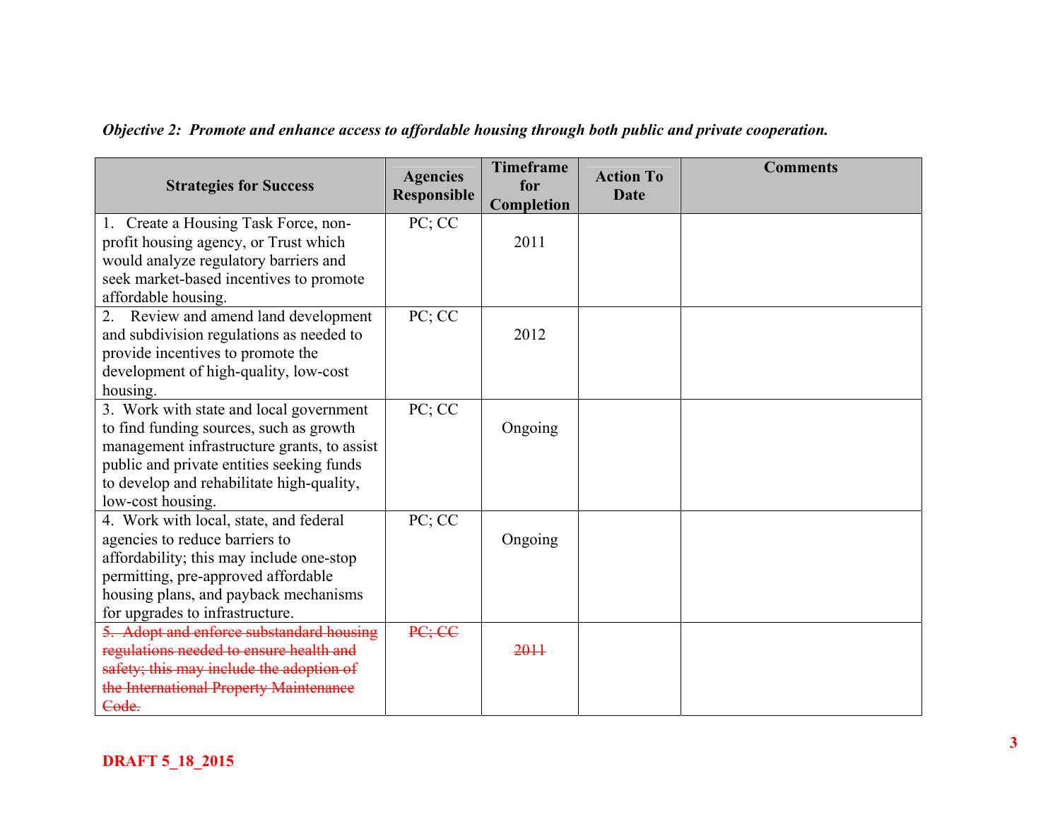*Objective 2: Promote and enhance access to affordable housing through both public and private cooperation.*

| Strategies for Success | Agencies Responsible | Timeframe for Completion | Action To Date | Comments |
|---|---|---|---|---|
| 1. Create a Housing Task Force, non-profit housing agency, or Trust which would analyze regulatory barriers and seek market-based incentives to promote affordable housing. | PC; CC | 2011 | | |
| 2. Review and amend land development and subdivision regulations as needed to provide incentives to promote the development of high-quality, low-cost housing. | PC; CC | 2012 | | |
| 3. Work with state and local government to find funding sources, such as growth management infrastructure grants, to assist public and private entities seeking funds to develop and rehabilitate high-quality, low-cost housing. | PC; CC | Ongoing | | |
| 4. Work with local, state, and federal agencies to reduce barriers to affordability; this may include one-stop permitting, pre-approved affordable housing plans, and payback mechanisms for upgrades to infrastructure. | PC; CC | Ongoing | | |
| ~~5. Adopt and enforce substandard housing regulations needed to ensure health and safety; this may include the adoption of the International Property Maintenance Code.~~ | ~~PC; CC~~ | ~~2011~~ | | |

DRAFT 5_18_2015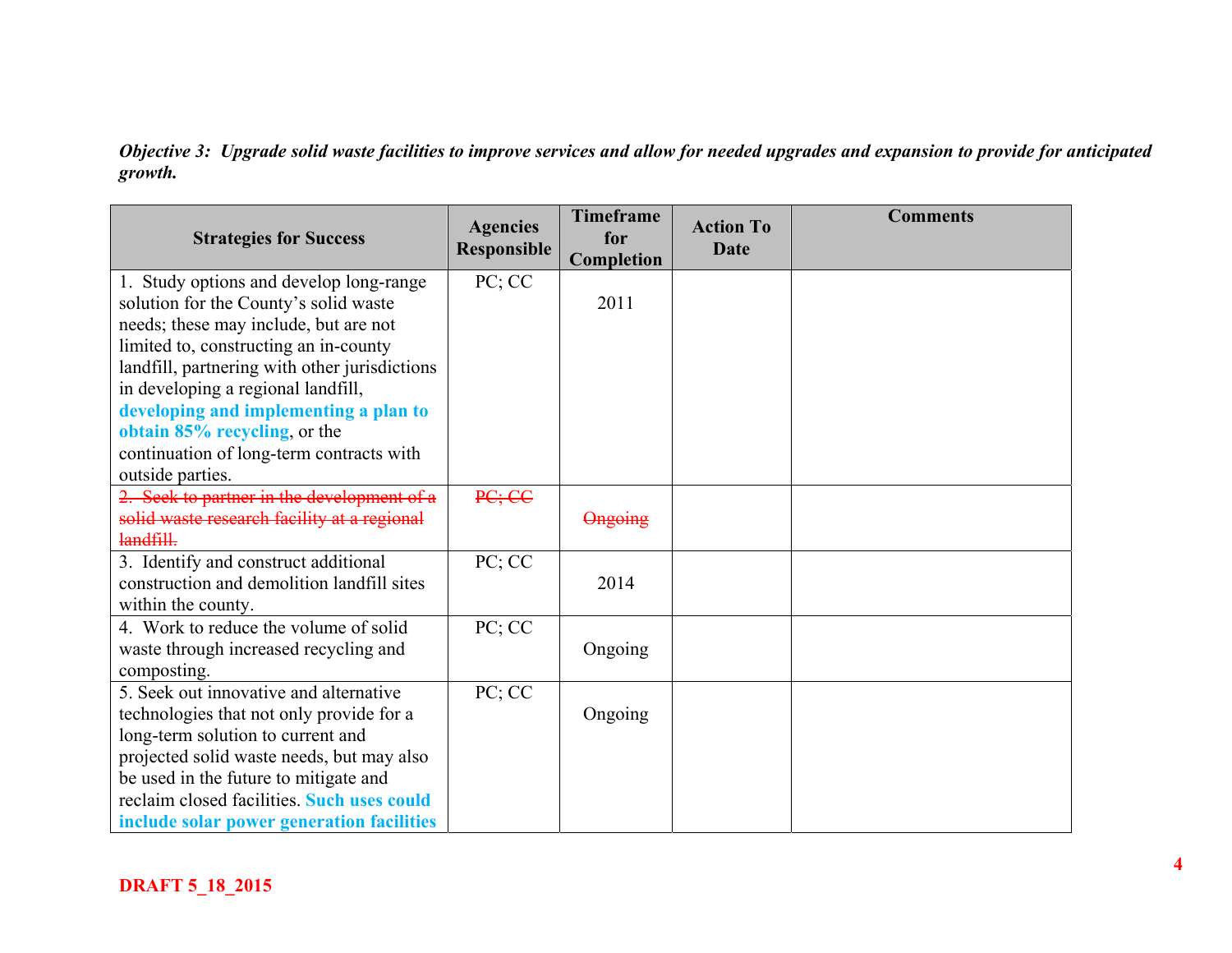***Objective 3: Upgrade solid waste facilities to improve services and allow for needed upgrades and expansion to provide for anticipated growth.***

| Strategies for Success | Agencies Responsible | Timeframe for Completion | Action To Date | Comments |
|---|---|---|---|---|
| 1. Study options and develop long-range solution for the County's solid waste needs; these may include, but are not limited to, constructing an in-county landfill, partnering with other jurisdictions in developing a regional landfill, **developing and implementing a plan to obtain 85% recycling**, or the continuation of long-term contracts with outside parties. | PC; CC | 2011 | | |
| ~~2. Seek to partner in the development of a solid waste research facility at a regional landfill.~~ | ~~PC; CC~~ | ~~Ongoing~~ | | |
| 3. Identify and construct additional construction and demolition landfill sites within the county. | PC; CC | 2014 | | |
| 4. Work to reduce the volume of solid waste through increased recycling and composting. | PC; CC | Ongoing | | |
| 5. Seek out innovative and alternative technologies that not only provide for a long-term solution to current and projected solid waste needs, but may also be used in the future to mitigate and reclaim closed facilities. **Such uses could include solar power generation facilities** | PC; CC | Ongoing | | |

**DRAFT 5_18_2015**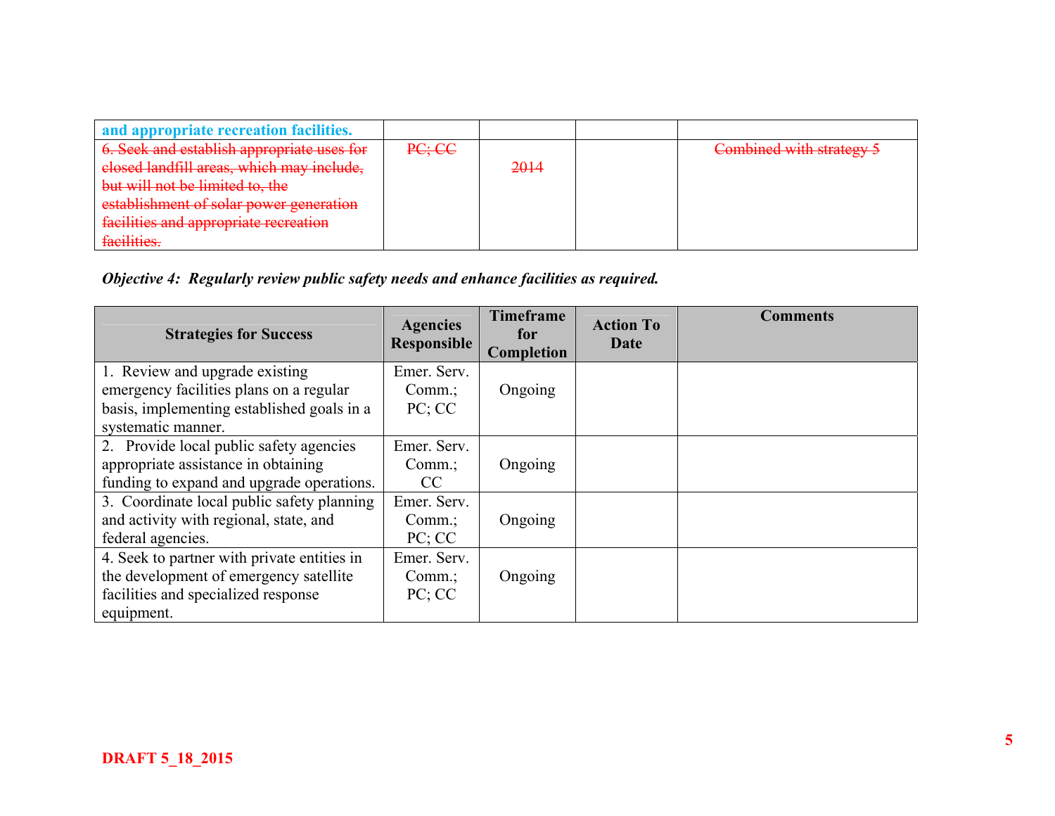| | | | | |
|---|---|---|---|---|
| and appropriate recreation facilities. | | | | |
| ~~6. Seek and establish appropriate uses for closed landfill areas, which may include, but will not be limited to, the establishment of solar power generation facilities and appropriate recreation facilities.~~ | ~~PC; CC~~ | ~~2014~~ | | ~~Combined with strategy 5~~ |

*Objective 4: Regularly review public safety needs and enhance facilities as required.*

| Strategies for Success | Agencies Responsible | Timeframe for Completion | Action To Date | Comments |
|---|---|---|---|---|
| 1. Review and upgrade existing emergency facilities plans on a regular basis, implementing established goals in a systematic manner. | Emer. Serv. Comm.; PC; CC | Ongoing | | |
| 2. Provide local public safety agencies appropriate assistance in obtaining funding to expand and upgrade operations. | Emer. Serv. Comm.; CC | Ongoing | | |
| 3. Coordinate local public safety planning and activity with regional, state, and federal agencies. | Emer. Serv. Comm.; PC; CC | Ongoing | | |
| 4. Seek to partner with private entities in the development of emergency satellite facilities and specialized response equipment. | Emer. Serv. Comm.; PC; CC | Ongoing | | |

DRAFT 5_18_2015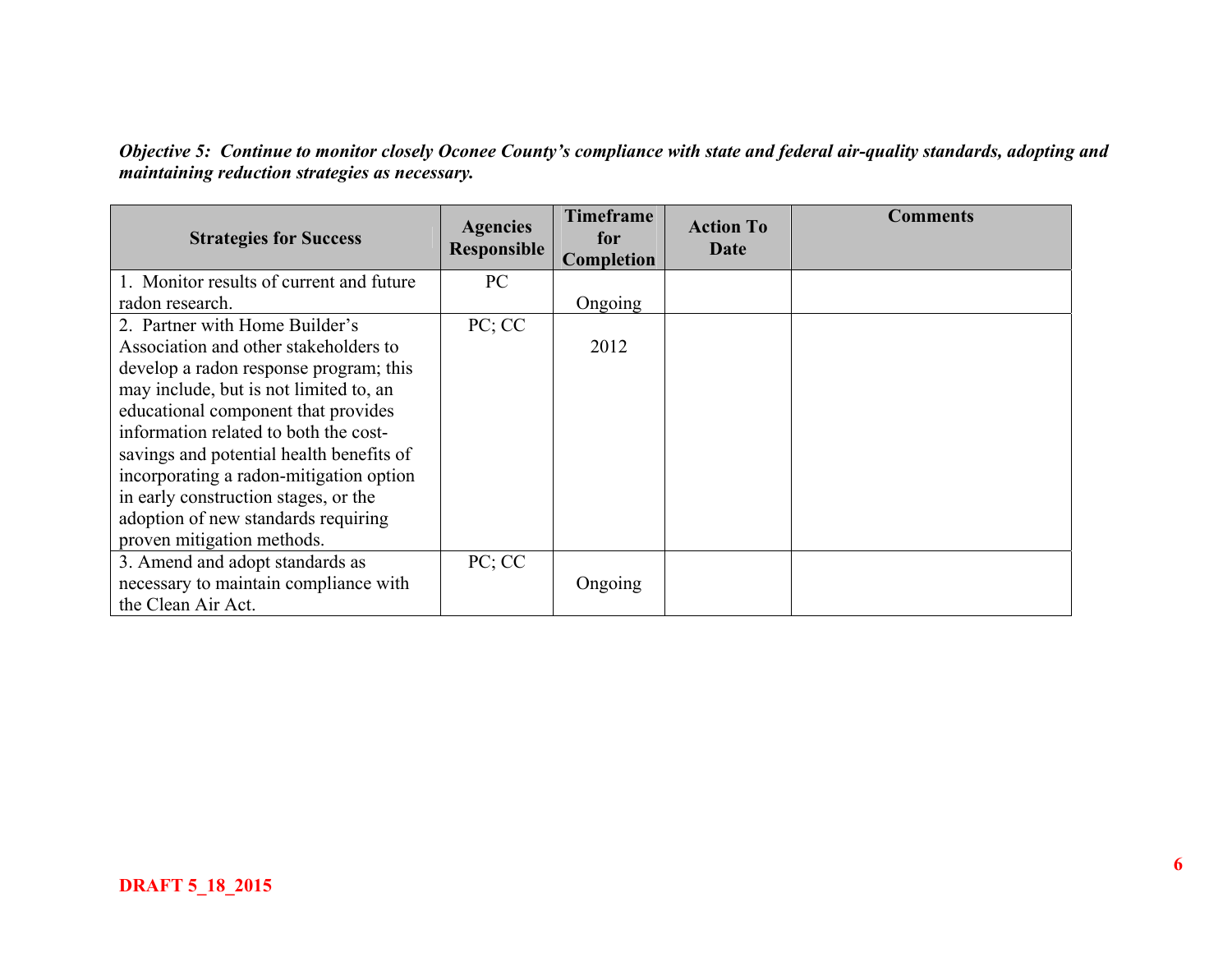***Objective 5: Continue to monitor closely Oconee County's compliance with state and federal air-quality standards, adopting and maintaining reduction strategies as necessary.***

| Strategies for Success | Agencies Responsible | Timeframe for Completion | Action To Date | Comments |
|---|---|---|---|---|
| 1. Monitor results of current and future radon research. | PC | Ongoing | | |
| 2. Partner with Home Builder's Association and other stakeholders to develop a radon response program; this may include, but is not limited to, an educational component that provides information related to both the cost-savings and potential health benefits of incorporating a radon-mitigation option in early construction stages, or the adoption of new standards requiring proven mitigation methods. | PC; CC | 2012 | | |
| 3. Amend and adopt standards as necessary to maintain compliance with the Clean Air Act. | PC; CC | Ongoing | | |

DRAFT 5_18_2015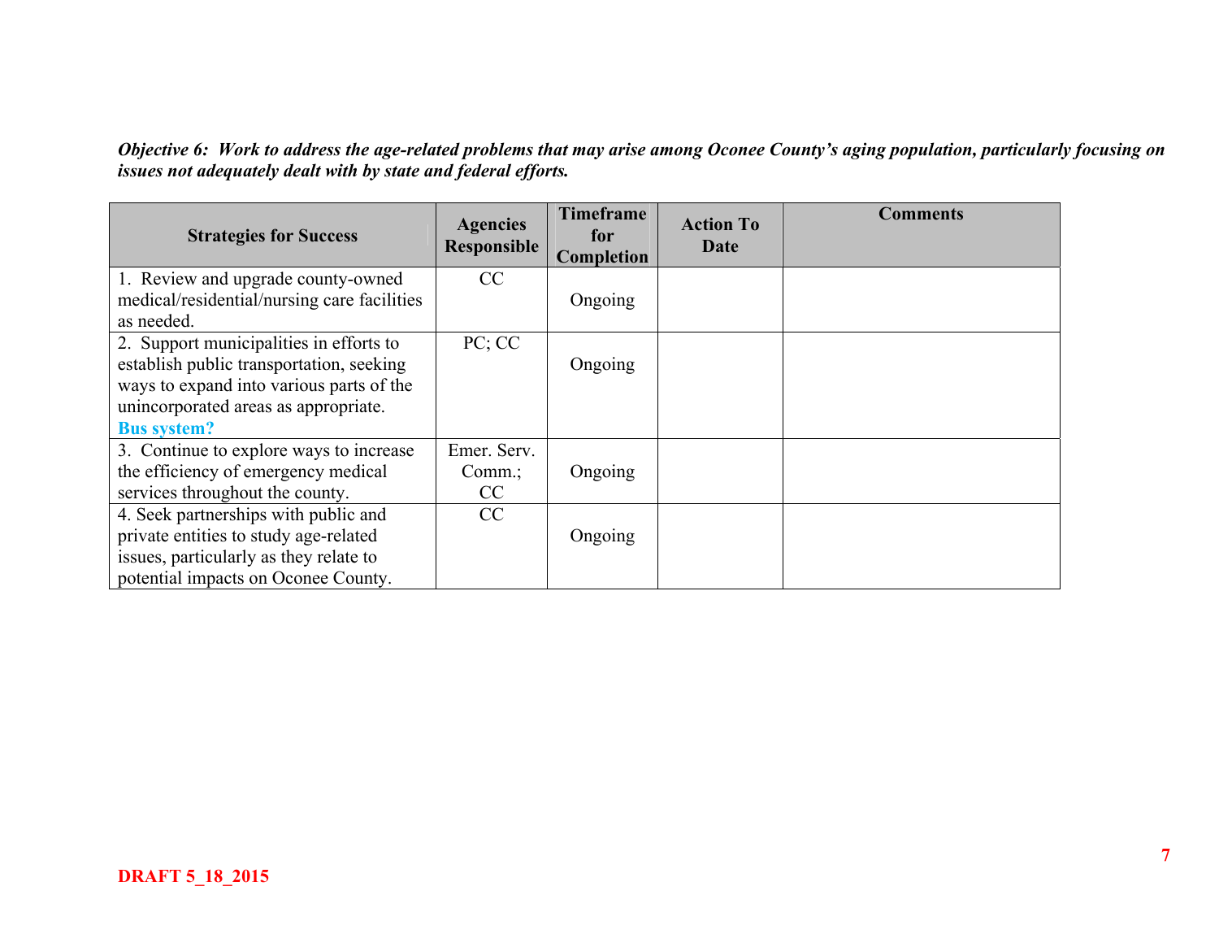***Objective 6: Work to address the age-related problems that may arise among Oconee County's aging population, particularly focusing on issues not adequately dealt with by state and federal efforts.***

| Strategies for Success | Agencies Responsible | Timeframe for Completion | Action To Date | Comments |
|---|---|---|---|---|
| 1. Review and upgrade county-owned medical/residential/nursing care facilities as needed. | CC | Ongoing | | |
| 2. Support municipalities in efforts to establish public transportation, seeking ways to expand into various parts of the unincorporated areas as appropriate. **Bus system?** | PC; CC | Ongoing | | |
| 3. Continue to explore ways to increase the efficiency of emergency medical services throughout the county. | Emer. Serv. Comm.; CC | Ongoing | | |
| 4. Seek partnerships with public and private entities to study age-related issues, particularly as they relate to potential impacts on Oconee County. | CC | Ongoing | | |

**DRAFT 5_18_2015**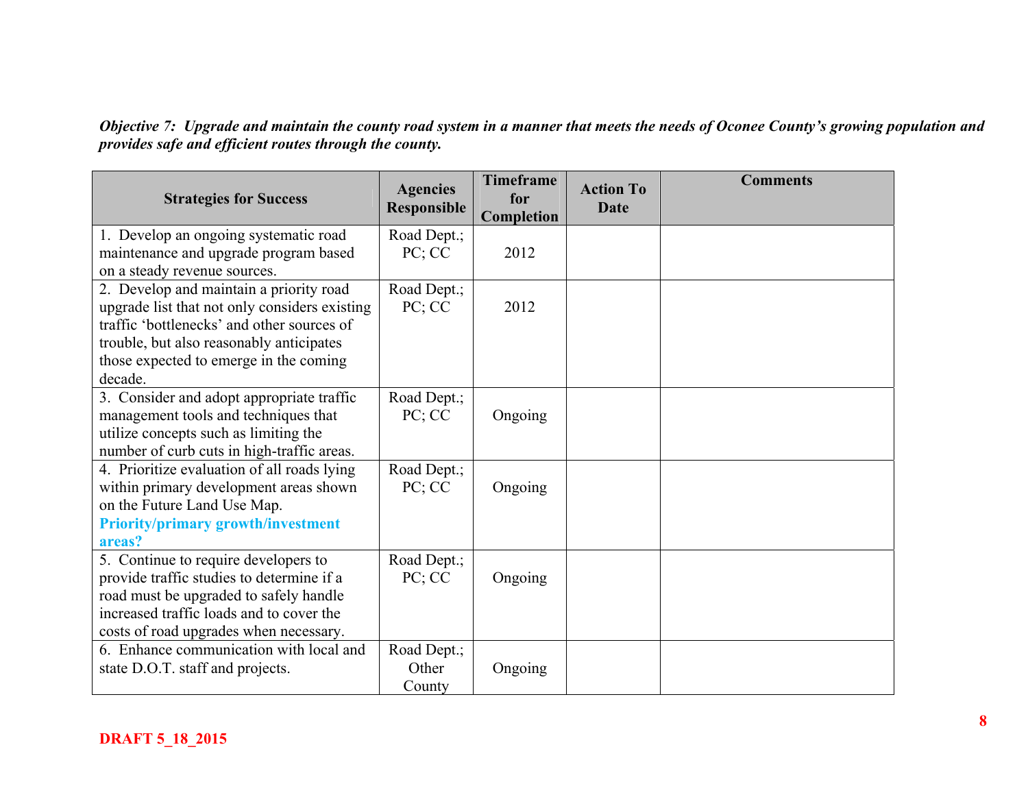***Objective 7: Upgrade and maintain the county road system in a manner that meets the needs of Oconee County's growing population and provides safe and efficient routes through the county.***

| Strategies for Success | Agencies Responsible | Timeframe for Completion | Action To Date | Comments |
|---|---|---|---|---|
| 1. Develop an ongoing systematic road maintenance and upgrade program based on a steady revenue sources. | Road Dept.; PC; CC | 2012 | | |
| 2. Develop and maintain a priority road upgrade list that not only considers existing traffic 'bottlenecks' and other sources of trouble, but also reasonably anticipates those expected to emerge in the coming decade. | Road Dept.; PC; CC | 2012 | | |
| 3. Consider and adopt appropriate traffic management tools and techniques that utilize concepts such as limiting the number of curb cuts in high-traffic areas. | Road Dept.; PC; CC | Ongoing | | |
| 4. Prioritize evaluation of all roads lying within primary development areas shown on the Future Land Use Map. **Priority/primary growth/investment areas?** | Road Dept.; PC; CC | Ongoing | | |
| 5. Continue to require developers to provide traffic studies to determine if a road must be upgraded to safely handle increased traffic loads and to cover the costs of road upgrades when necessary. | Road Dept.; PC; CC | Ongoing | | |
| 6. Enhance communication with local and state D.O.T. staff and projects. | Road Dept.; Other County | Ongoing | | |

**DRAFT 5_18_2015**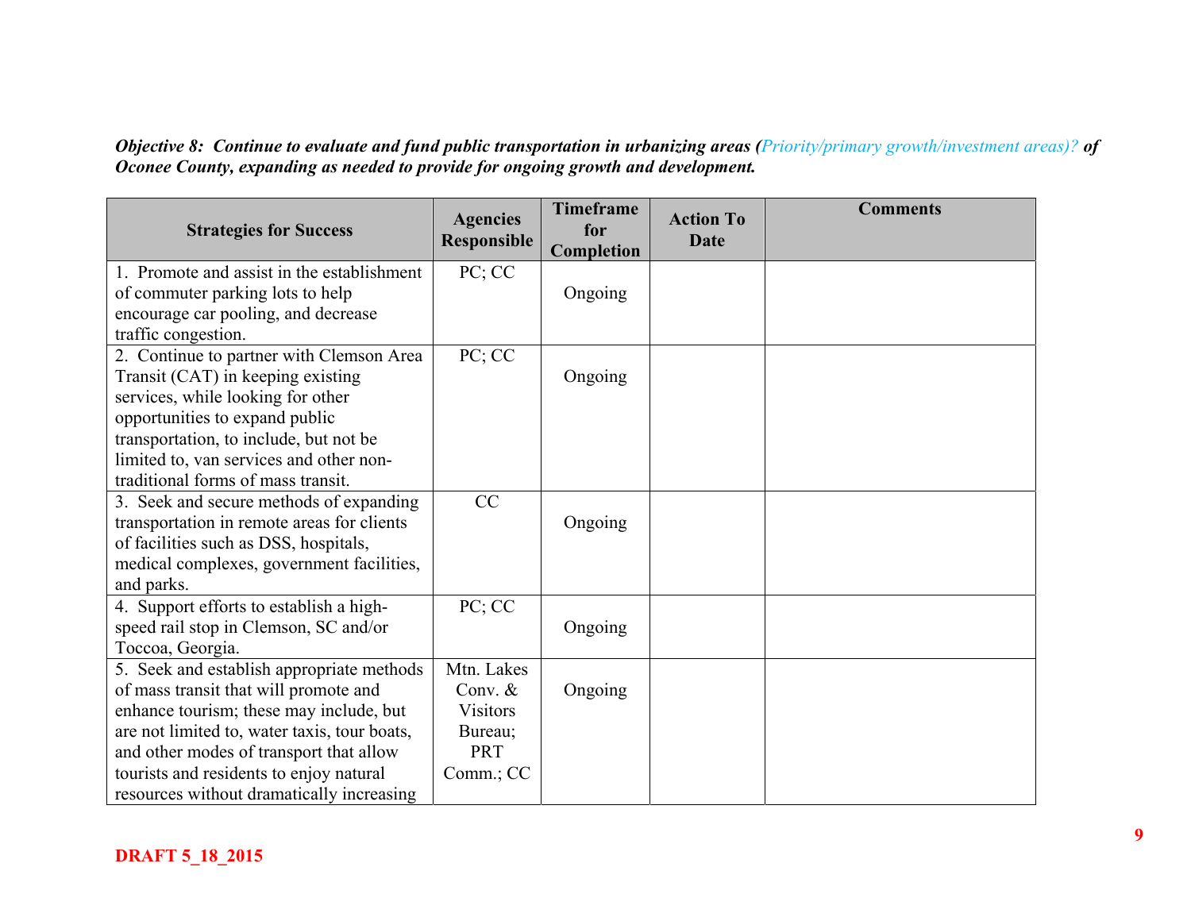***Objective 8: Continue to evaluate and fund public transportation in urbanizing areas (Priority/primary growth/investment areas)? of Oconee County, expanding as needed to provide for ongoing growth and development.***

| Strategies for Success | Agencies Responsible | Timeframe for Completion | Action To Date | Comments |
|---|---|---|---|---|
| 1. Promote and assist in the establishment of commuter parking lots to help encourage car pooling, and decrease traffic congestion. | PC; CC | Ongoing | | |
| 2. Continue to partner with Clemson Area Transit (CAT) in keeping existing services, while looking for other opportunities to expand public transportation, to include, but not be limited to, van services and other non-traditional forms of mass transit. | PC; CC | Ongoing | | |
| 3. Seek and secure methods of expanding transportation in remote areas for clients of facilities such as DSS, hospitals, medical complexes, government facilities, and parks. | CC | Ongoing | | |
| 4. Support efforts to establish a high-speed rail stop in Clemson, SC and/or Toccoa, Georgia. | PC; CC | Ongoing | | |
| 5. Seek and establish appropriate methods of mass transit that will promote and enhance tourism; these may include, but are not limited to, water taxis, tour boats, and other modes of transport that allow tourists and residents to enjoy natural resources without dramatically increasing | Mtn. Lakes Conv. & Visitors Bureau; PRT Comm.; CC | Ongoing | | |

**DRAFT 5_18_2015**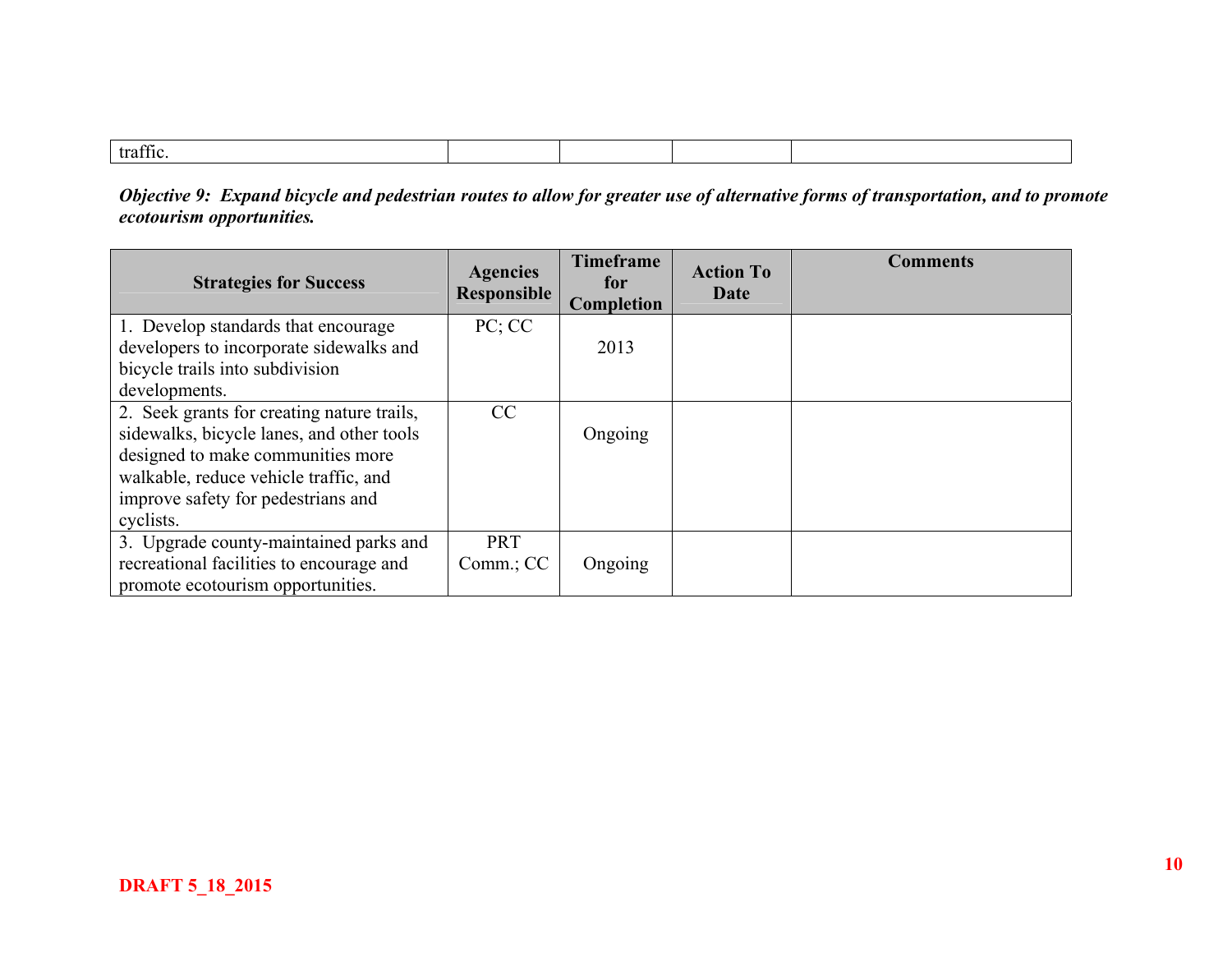| traffic. | | | | |
|---|---|---|---|---|

***Objective 9: Expand bicycle and pedestrian routes to allow for greater use of alternative forms of transportation, and to promote ecotourism opportunities.***

| Strategies for Success | Agencies Responsible | Timeframe for Completion | Action To Date | Comments |
|---|---|---|---|---|
| 1. Develop standards that encourage developers to incorporate sidewalks and bicycle trails into subdivision developments. | PC; CC | 2013 | | |
| 2. Seek grants for creating nature trails, sidewalks, bicycle lanes, and other tools designed to make communities more walkable, reduce vehicle traffic, and improve safety for pedestrians and cyclists. | CC | Ongoing | | |
| 3. Upgrade county-maintained parks and recreational facilities to encourage and promote ecotourism opportunities. | PRT Comm.; CC | Ongoing | | |

**DRAFT 5_18_2015**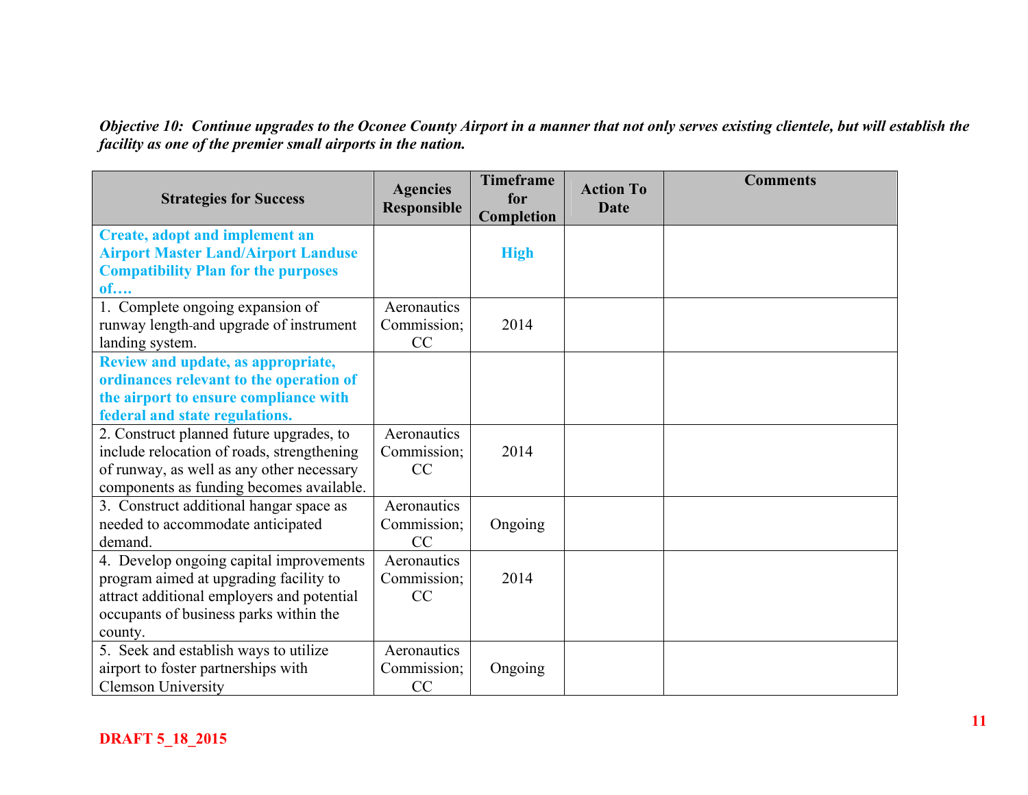*Objective 10: Continue upgrades to the Oconee County Airport in a manner that not only serves existing clientele, but will establish the facility as one of the premier small airports in the nation.*

| Strategies for Success | Agencies Responsible | Timeframe for Completion | Action To Date | Comments |
|---|---|---|---|---|
| **Create, adopt and implement an Airport Master Land/Airport Landuse Compatibility Plan for the purposes of….** | | **High** | | |
| 1. Complete ongoing expansion of runway length and upgrade of instrument landing system. | Aeronautics Commission; CC | 2014 | | |
| **Review and update, as appropriate, ordinances relevant to the operation of the airport to ensure compliance with federal and state regulations.** | | | | |
| 2. Construct planned future upgrades, to include relocation of roads, strengthening of runway, as well as any other necessary components as funding becomes available. | Aeronautics Commission; CC | 2014 | | |
| 3. Construct additional hangar space as needed to accommodate anticipated demand. | Aeronautics Commission; CC | Ongoing | | |
| 4. Develop ongoing capital improvements program aimed at upgrading facility to attract additional employers and potential occupants of business parks within the county. | Aeronautics Commission; CC | 2014 | | |
| 5. Seek and establish ways to utilize airport to foster partnerships with Clemson University | Aeronautics Commission; CC | Ongoing | | |

**DRAFT 5_18_2015**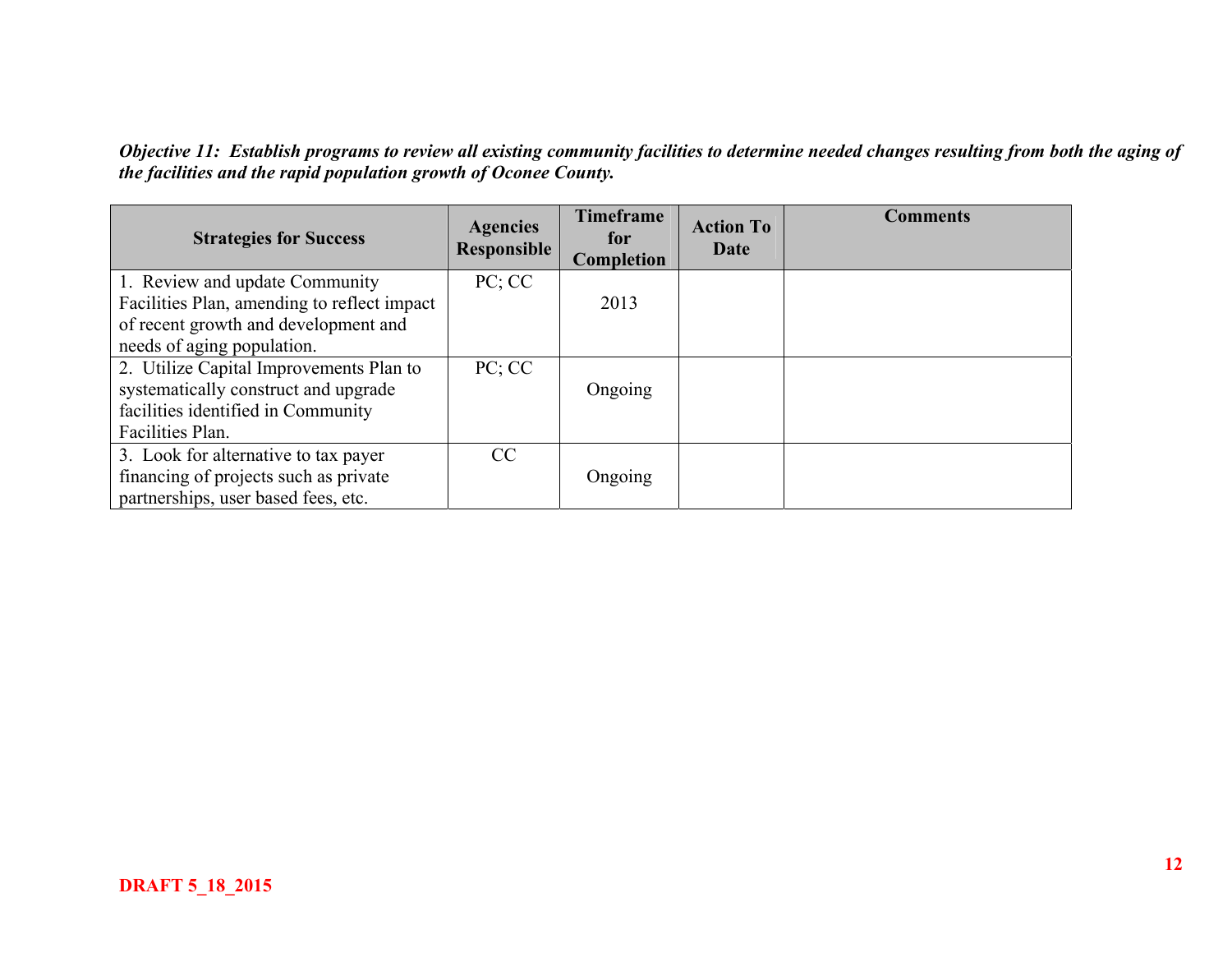***Objective 11: Establish programs to review all existing community facilities to determine needed changes resulting from both the aging of the facilities and the rapid population growth of Oconee County.***

| Strategies for Success | Agencies Responsible | Timeframe for Completion | Action To Date | Comments |
|---|---|---|---|---|
| 1. Review and update Community Facilities Plan, amending to reflect impact of recent growth and development and needs of aging population. | PC; CC | 2013 | | |
| 2. Utilize Capital Improvements Plan to systematically construct and upgrade facilities identified in Community Facilities Plan. | PC; CC | Ongoing | | |
| 3. Look for alternative to tax payer financing of projects such as private partnerships, user based fees, etc. | CC | Ongoing | | |

DRAFT 5_18_2015